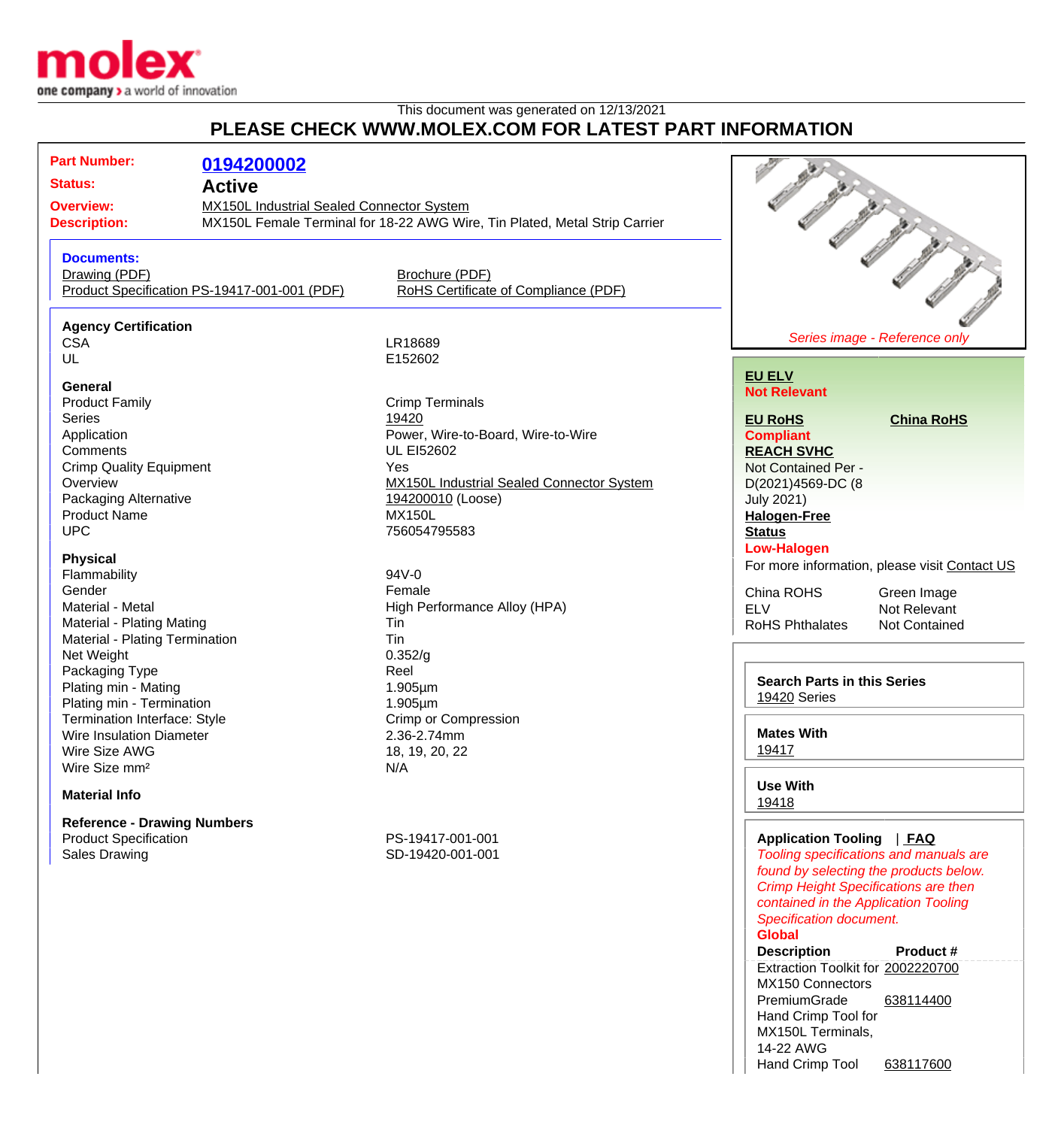This document was generated on 12/13/2021

# PLEASE CHECK WWW.MOLEX.COM FOR LATEST PART INFORMATION

**Part Number:** 0194200002

**Status:** Active

**Overview:** MX150L Industrial Sealed Connector System

**Description:** MX150L Female Terminal for 18-22 AWG Wire, Tin Plated, Metal Strip Carrier

**Documents:**

- Drawing (PDF)
- Product Specification PS-19417-001-001 (PDF)
- Brochure (PDF)
- RoHS Certificate of Compliance (PDF)

### Agency Certification

| | |
|---|---|
| CSA | LR18689 |
| UL | E152602 |

### General

| | |
|---|---|
| Product Family | Crimp Terminals |
| Series | 19420 |
| Application | Power, Wire-to-Board, Wire-to-Wire |
| Comments | UL EI52602 |
| Crimp Quality Equipment | Yes |
| Overview | MX150L Industrial Sealed Connector System |
| Packaging Alternative | 194200010 (Loose) |
| Product Name | MX150L |
| UPC | 756054795583 |

### Physical

| | |
|---|---|
| Flammability | 94V-0 |
| Gender | Female |
| Material - Metal | High Performance Alloy (HPA) |
| Material - Plating Mating | Tin |
| Material - Plating Termination | Tin |
| Net Weight | 0.352/g |
| Packaging Type | Reel |
| Plating min - Mating | 1.905µm |
| Plating min - Termination | 1.905µm |
| Termination Interface: Style | Crimp or Compression |
| Wire Insulation Diameter | 2.36-2.74mm |
| Wire Size AWG | 18, 19, 20, 22 |
| Wire Size mm² | N/A |

### Material Info

### Reference - Drawing Numbers

| | |
|---|---|
| Product Specification | PS-19417-001-001 |
| Sales Drawing | SD-19420-001-001 |

*Series image - Reference only*

**EU ELV**
**Not Relevant**

**EU RoHS** **China RoHS**
**Compliant**

**REACH SVHC**
Not Contained Per - D(2021)4569-DC (8 July 2021)

**Halogen-Free Status**
**Low-Halogen**

For more information, please visit Contact US

| | |
|---|---|
| China ROHS | Green Image |
| ELV | Not Relevant |
| RoHS Phthalates | Not Contained |

**Search Parts in this Series**
19420 Series

**Mates With**
19417

**Use With**
19418

**Application Tooling** | **FAQ**

*Tooling specifications and manuals are found by selecting the products below. Crimp Height Specifications are then contained in the Application Tooling Specification document.*

**Global**

| Description | Product # |
|---|---|
| Extraction Toolkit for MX150 Connectors | 2002220700 |
| PremiumGrade Hand Crimp Tool for MX150L Terminals, 14-22 AWG | 638114400 |
| Hand Crimp Tool | 638117600 |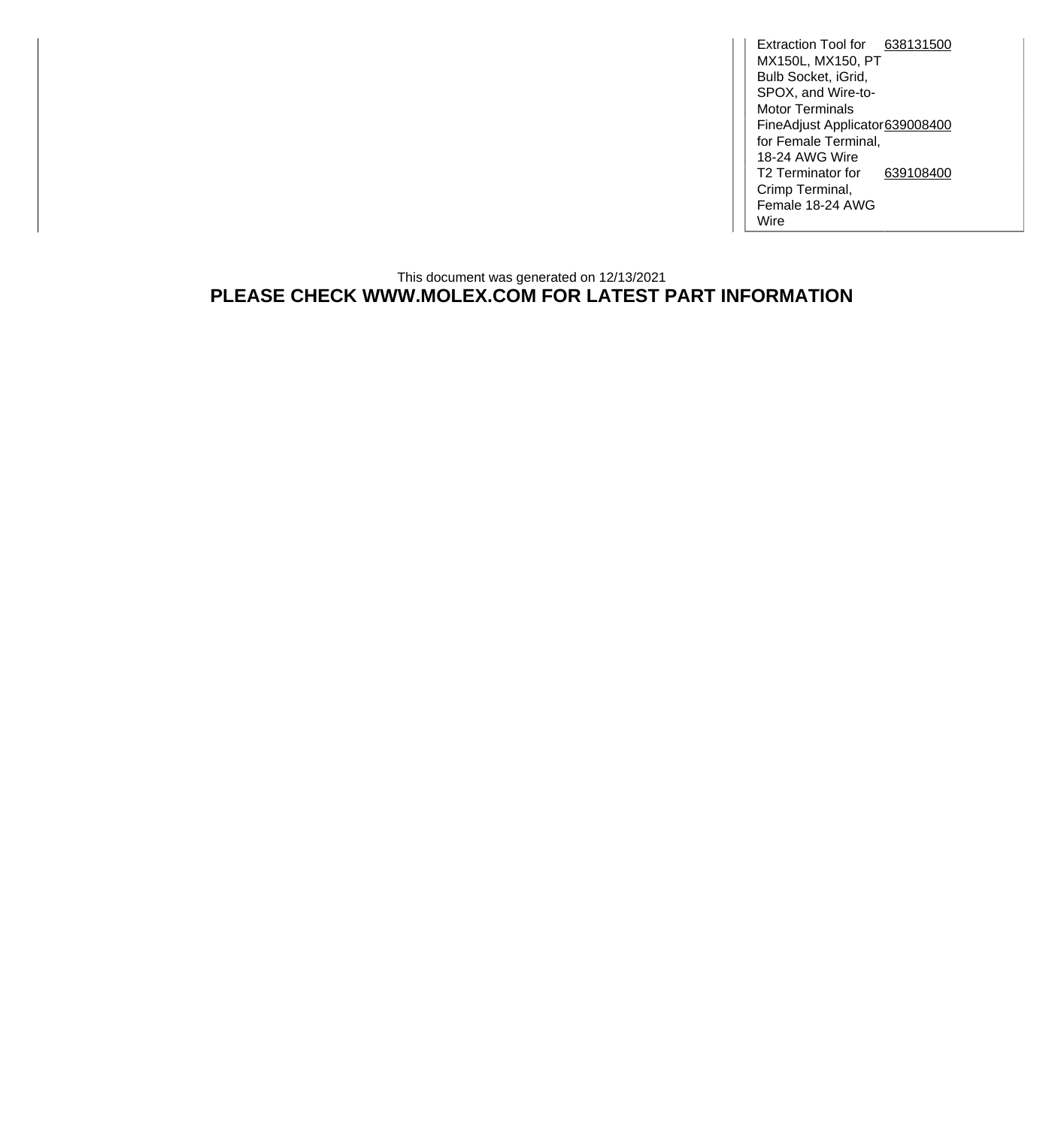| | |
|---|---|
| Extraction Tool for MX150L, MX150, PT Bulb Socket, iGrid, SPOX, and Wire-to-Motor Terminals | 638131500 |
| FineAdjust Applicator for Female Terminal, 18-24 AWG Wire | 639008400 |
| T2 Terminator for Crimp Terminal, Female 18-24 AWG Wire | 639108400 |

This document was generated on 12/13/2021

**PLEASE CHECK WWW.MOLEX.COM FOR LATEST PART INFORMATION**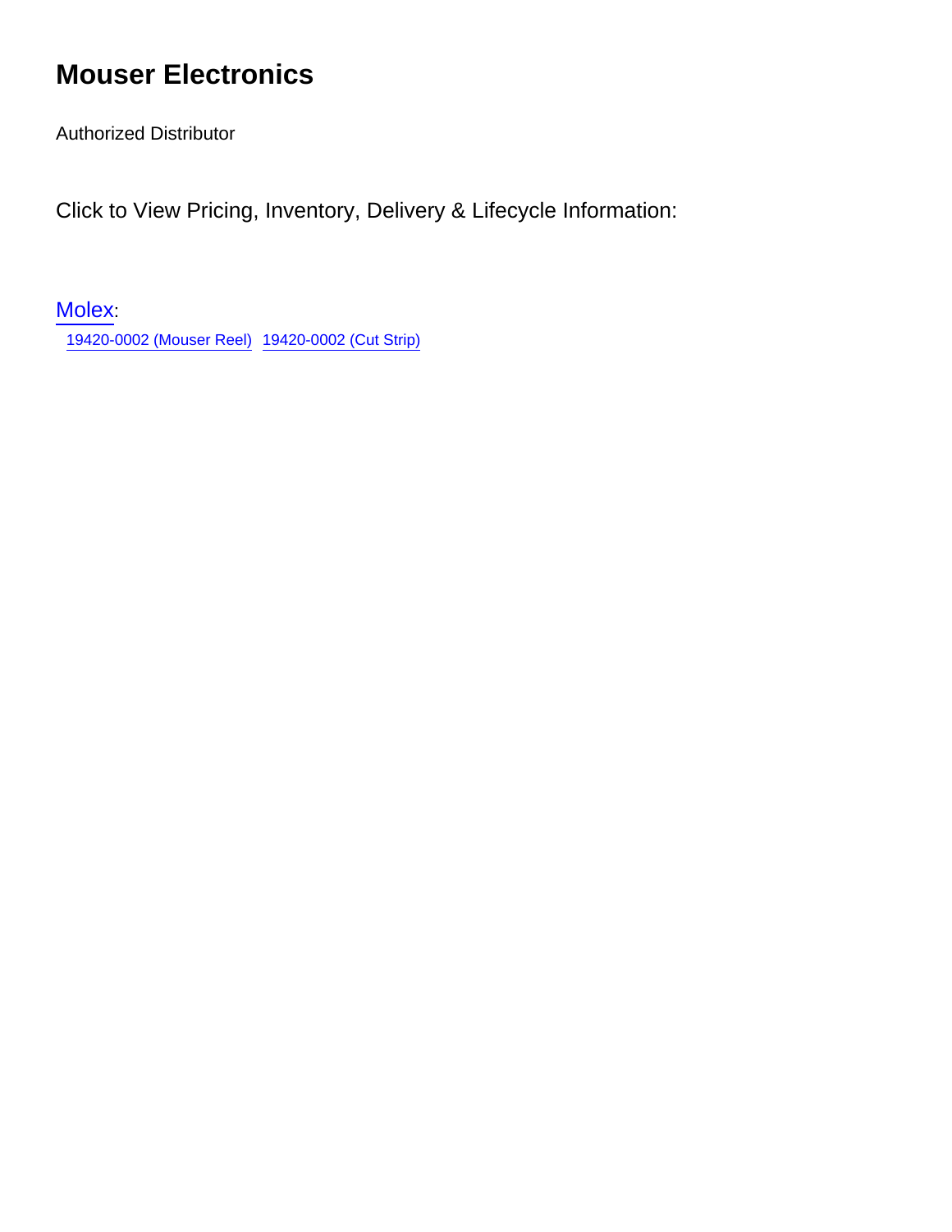# Mouser Electronics

Authorized Distributor

Click to View Pricing, Inventory, Delivery & Lifecycle Information:

Molex:

19420-0002 (Mouser Reel)  19420-0002 (Cut Strip)